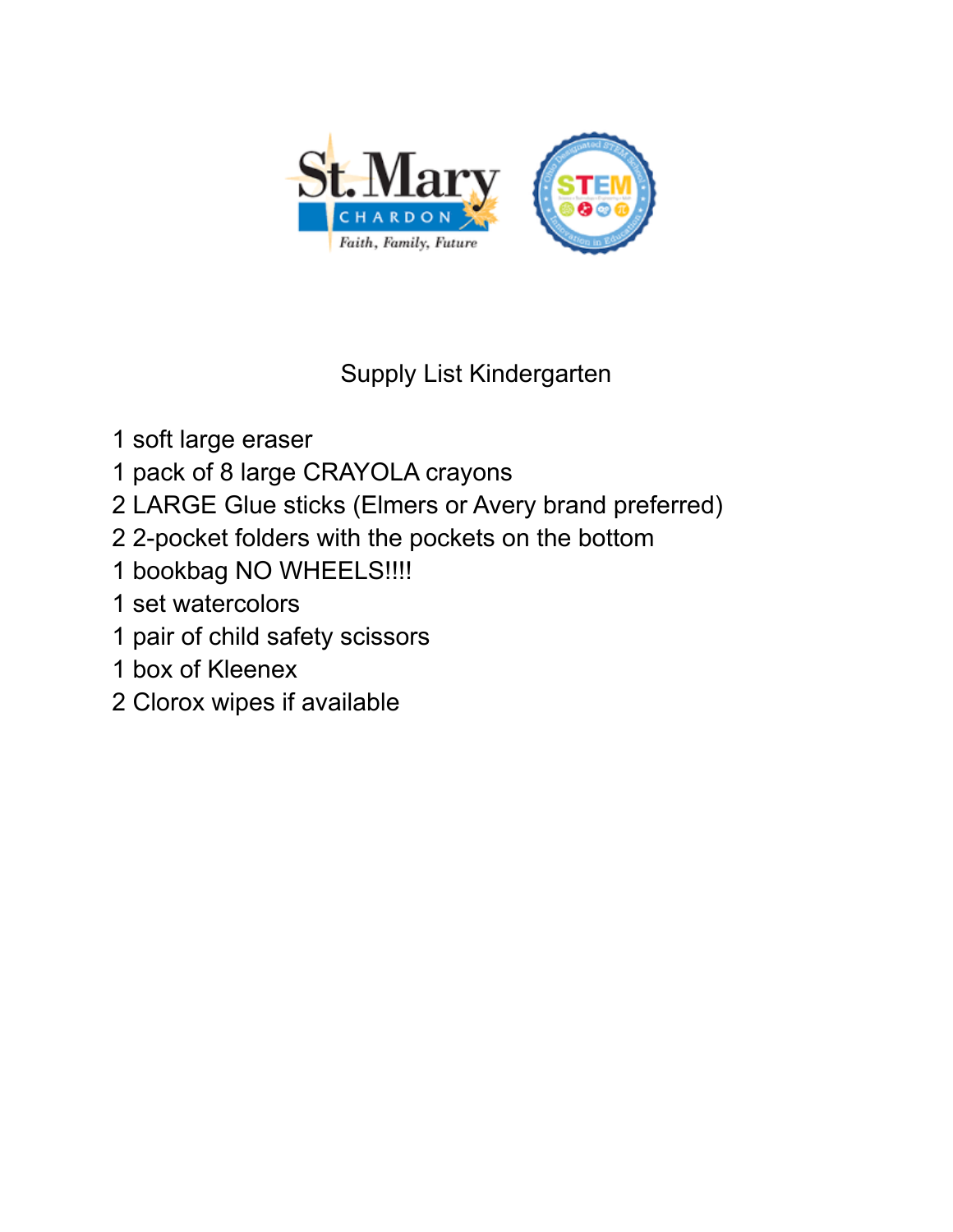St. Mary
CHARDON
*Faith, Family, Future*

# Supply List Kindergarten

1 soft large eraser
1 pack of 8 large CRAYOLA crayons
2 LARGE Glue sticks (Elmers or Avery brand preferred)
2 2-pocket folders with the pockets on the bottom
1 bookbag NO WHEELS!!!!
1 set watercolors
1 pair of child safety scissors
1 box of Kleenex
2 Clorox wipes if available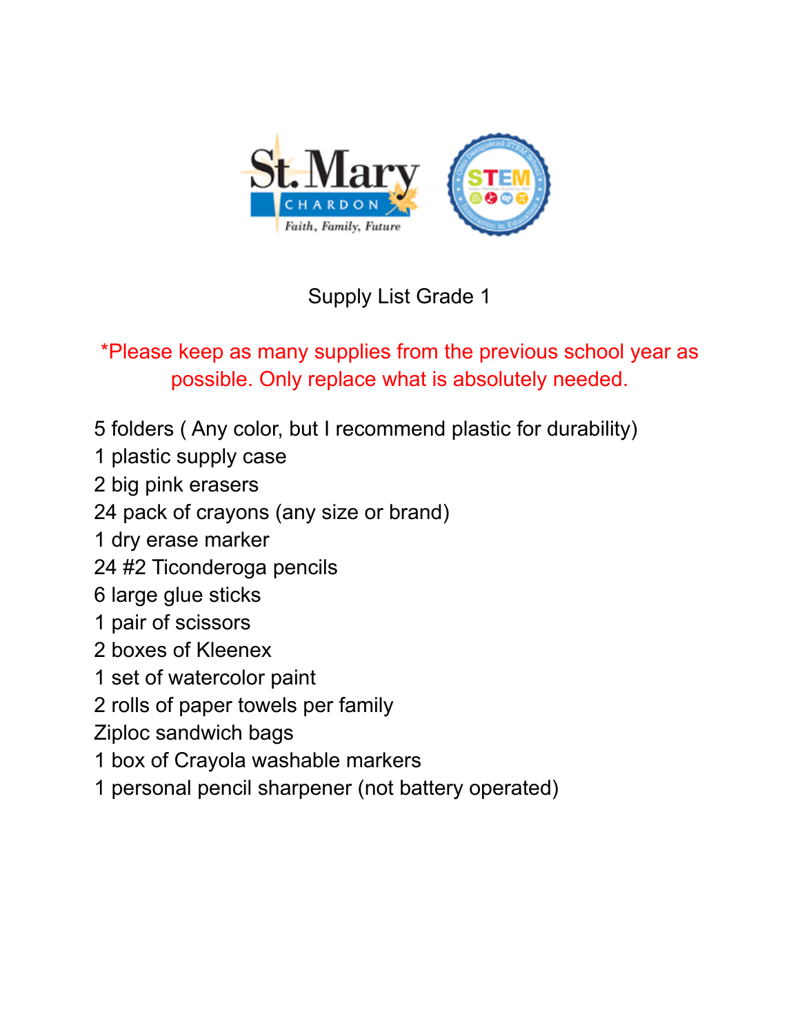St. Mary
CHARDON
Faith, Family, Future

# Supply List Grade 1

*Please keep as many supplies from the previous school year as possible. Only replace what is absolutely needed.

5 folders ( Any color, but I recommend plastic for durability)
1 plastic supply case
2 big pink erasers
24 pack of crayons (any size or brand)
1 dry erase marker
24 #2 Ticonderoga pencils
6 large glue sticks
1 pair of scissors
2 boxes of Kleenex
1 set of watercolor paint
2 rolls of paper towels per family
Ziploc sandwich bags
1 box of Crayola washable markers
1 personal pencil sharpener (not battery operated)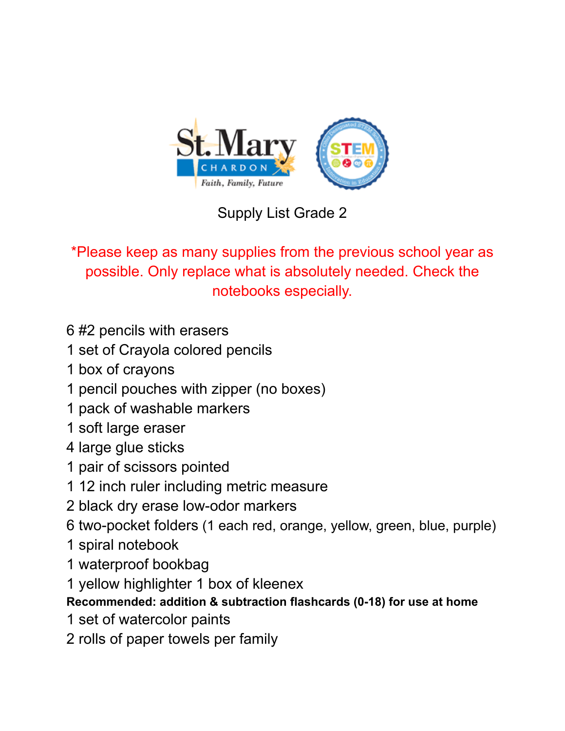# Supply List Grade 2

*Please keep as many supplies from the previous school year as possible. Only replace what is absolutely needed. Check the notebooks especially.

6 #2 pencils with erasers
1 set of Crayola colored pencils
1 box of crayons
1 pencil pouches with zipper (no boxes)
1 pack of washable markers
1 soft large eraser
4 large glue sticks
1 pair of scissors pointed
1 12 inch ruler including metric measure
2 black dry erase low-odor markers
6 two-pocket folders (1 each red, orange, yellow, green, blue, purple)
1 spiral notebook
1 waterproof bookbag
1 yellow highlighter 1 box of kleenex
**Recommended: addition & subtraction flashcards (0-18) for use at home**
1 set of watercolor paints
2 rolls of paper towels per family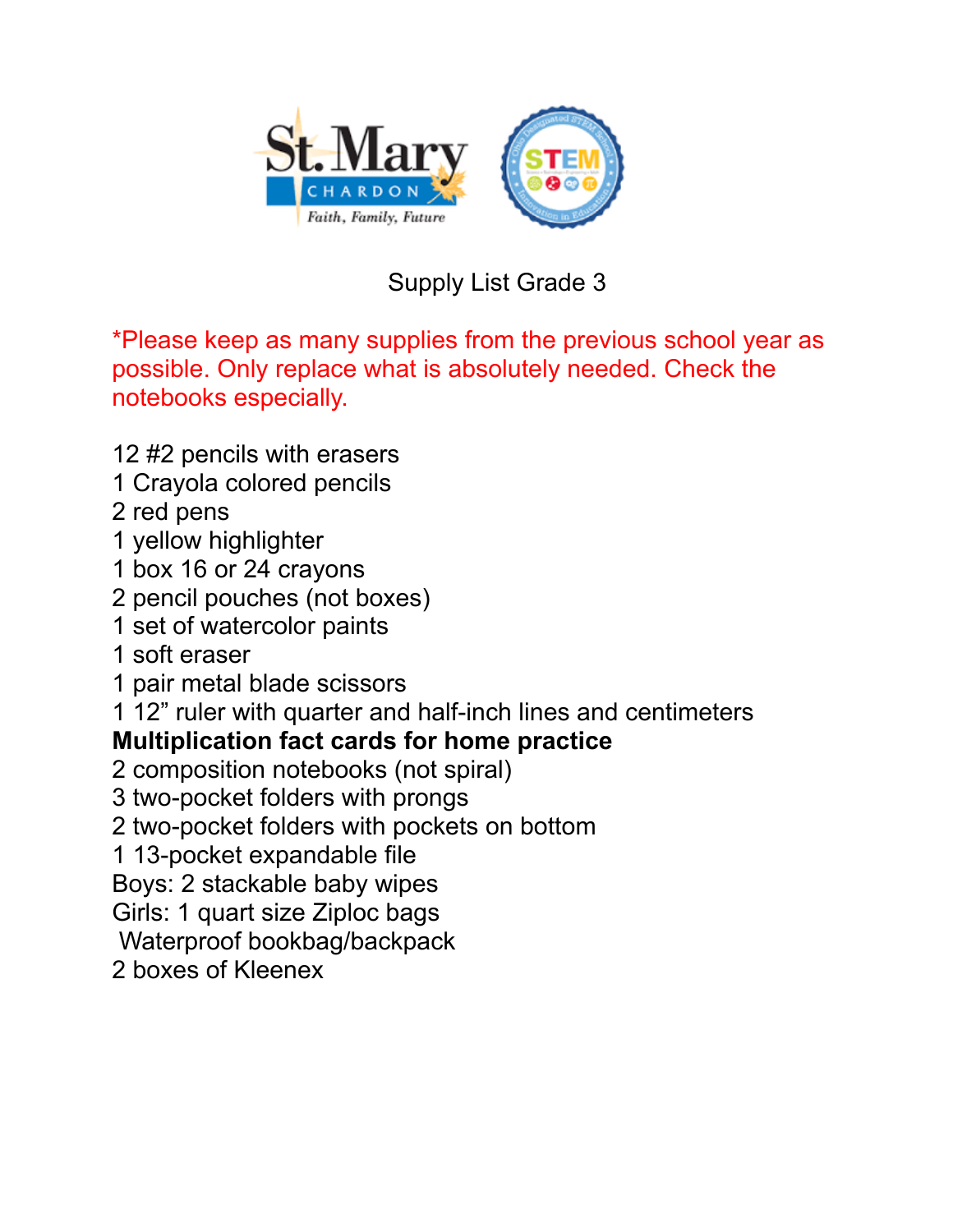# Supply List Grade 3

*Please keep as many supplies from the previous school year as possible. Only replace what is absolutely needed. Check the notebooks especially.

12 #2 pencils with erasers
1 Crayola colored pencils
2 red pens
1 yellow highlighter
1 box 16 or 24 crayons
2 pencil pouches (not boxes)
1 set of watercolor paints
1 soft eraser
1 pair metal blade scissors
1 12" ruler with quarter and half-inch lines and centimeters
**Multiplication fact cards for home practice**
2 composition notebooks (not spiral)
3 two-pocket folders with prongs
2 two-pocket folders with pockets on bottom
1 13-pocket expandable file
Boys: 2 stackable baby wipes
Girls: 1 quart size Ziploc bags
Waterproof bookbag/backpack
2 boxes of Kleenex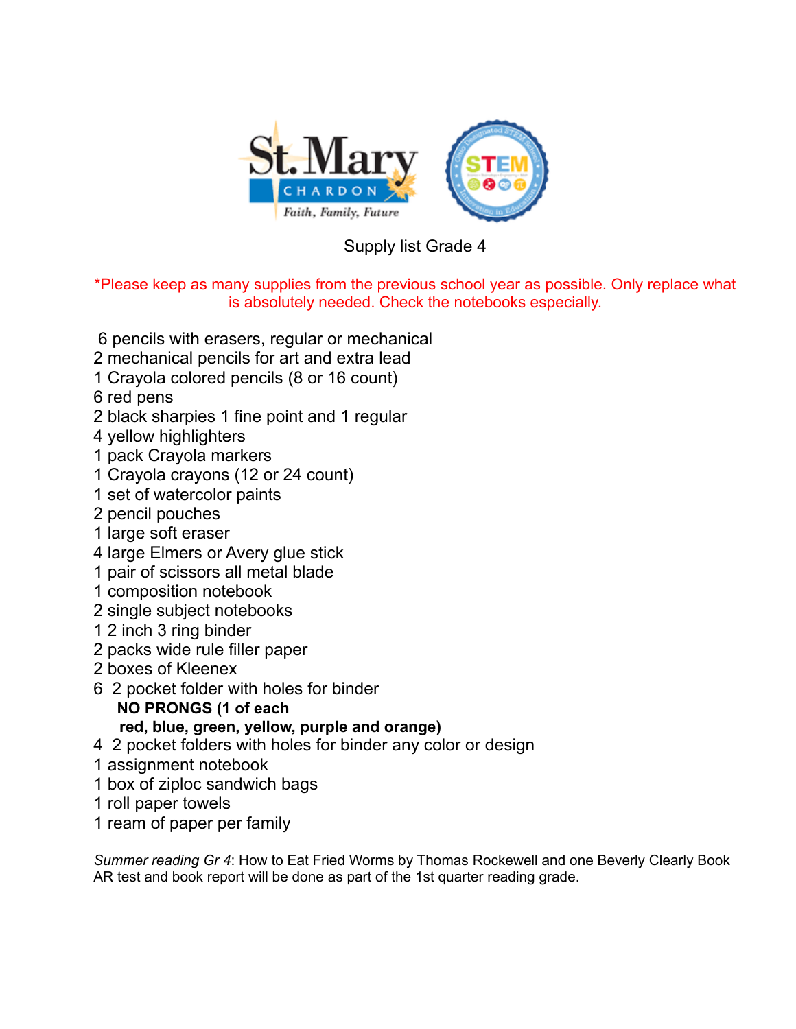Supply list Grade 4

*Please keep as many supplies from the previous school year as possible. Only replace what is absolutely needed. Check the notebooks especially.

6 pencils with erasers, regular or mechanical
2 mechanical pencils for art and extra lead
1 Crayola colored pencils (8 or 16 count)
6 red pens
2 black sharpies 1 fine point and 1 regular
4 yellow highlighters
1 pack Crayola markers
1 Crayola crayons (12 or 24 count)
1 set of watercolor paints
2 pencil pouches
1 large soft eraser
4 large Elmers or Avery glue stick
1 pair of scissors all metal blade
1 composition notebook
2 single subject notebooks
1 2 inch 3 ring binder
2 packs wide rule filler paper
2 boxes of Kleenex
6 2 pocket folder with holes for binder
**NO PRONGS (1 of each red, blue, green, yellow, purple and orange)**
4 2 pocket folders with holes for binder any color or design
1 assignment notebook
1 box of ziploc sandwich bags
1 roll paper towels
1 ream of paper per family

*Summer reading Gr 4*: How to Eat Fried Worms by Thomas Rockewell and one Beverly Clearly Book
AR test and book report will be done as part of the 1st quarter reading grade.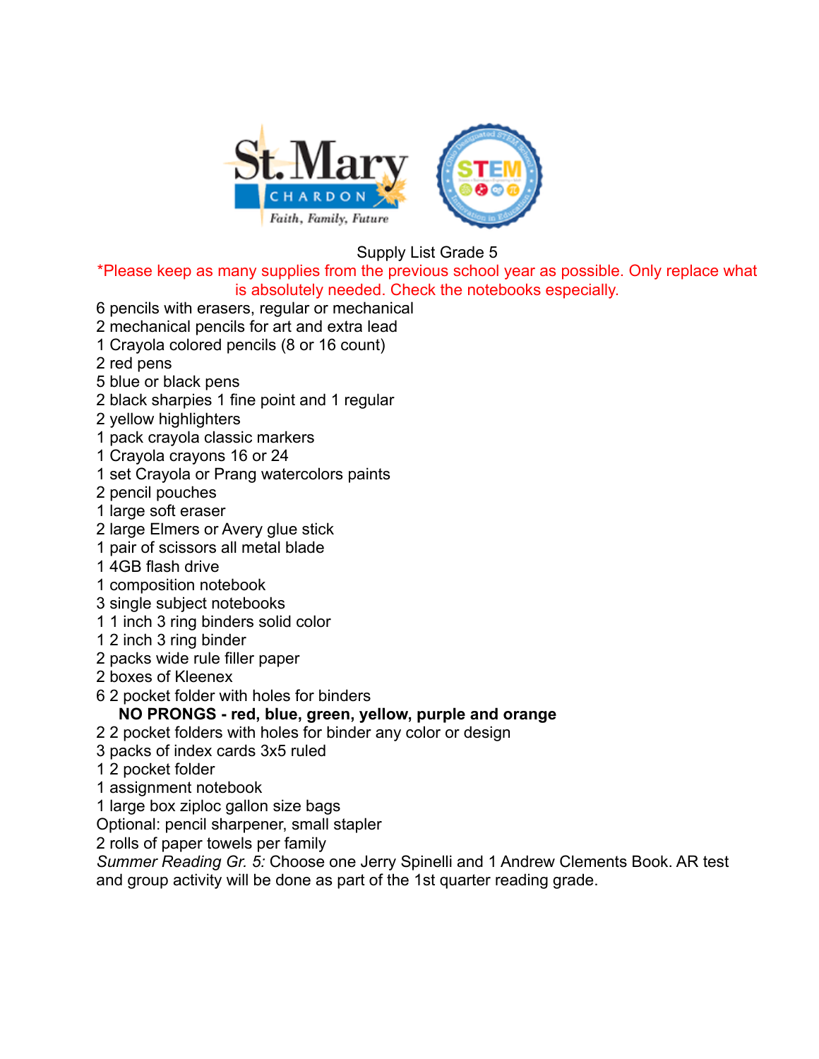Supply List Grade 5

*Please keep as many supplies from the previous school year as possible. Only replace what is absolutely needed. Check the notebooks especially.

6 pencils with erasers, regular or mechanical
2 mechanical pencils for art and extra lead
1 Crayola colored pencils (8 or 16 count)
2 red pens
5 blue or black pens
2 black sharpies 1 fine point and 1 regular
2 yellow highlighters
1 pack crayola classic markers
1 Crayola crayons 16 or 24
1 set Crayola or Prang watercolors paints
2 pencil pouches
1 large soft eraser
2 large Elmers or Avery glue stick
1 pair of scissors all metal blade
1 4GB flash drive
1 composition notebook
3 single subject notebooks
1 1 inch 3 ring binders solid color
1 2 inch 3 ring binder
2 packs wide rule filler paper
2 boxes of Kleenex
6 2 pocket folder with holes for binders
**NO PRONGS - red, blue, green, yellow, purple and orange**
2 2 pocket folders with holes for binder any color or design
3 packs of index cards 3x5 ruled
1 2 pocket folder
1 assignment notebook
1 large box ziploc gallon size bags
Optional: pencil sharpener, small stapler
2 rolls of paper towels per family
*Summer Reading Gr. 5:* Choose one Jerry Spinelli and 1 Andrew Clements Book. AR test and group activity will be done as part of the 1st quarter reading grade.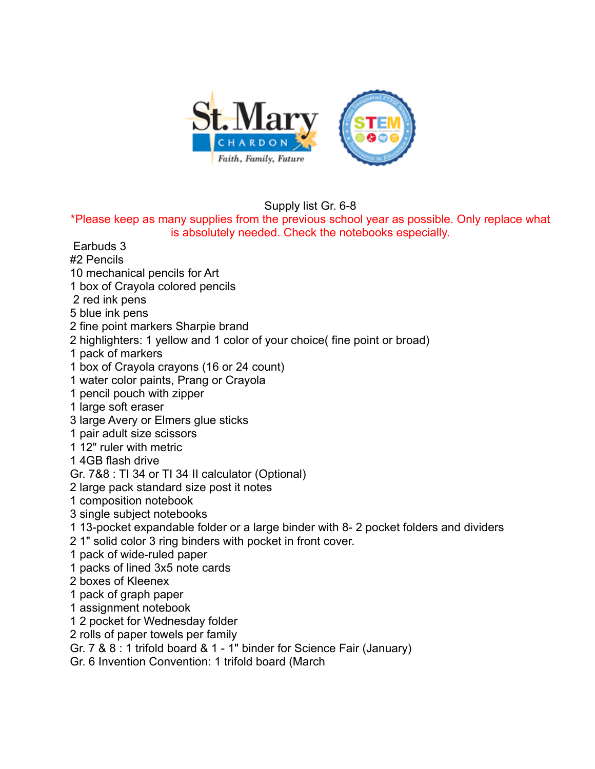Supply list Gr. 6-8

*Please keep as many supplies from the previous school year as possible. Only replace what is absolutely needed. Check the notebooks especially.

Earbuds 3
#2 Pencils
10 mechanical pencils for Art
1 box of Crayola colored pencils
2 red ink pens
5 blue ink pens
2 fine point markers Sharpie brand
2 highlighters: 1 yellow and 1 color of your choice( fine point or broad)
1 pack of markers
1 box of Crayola crayons (16 or 24 count)
1 water color paints, Prang or Crayola
1 pencil pouch with zipper
1 large soft eraser
3 large Avery or Elmers glue sticks
1 pair adult size scissors
1 12" ruler with metric
1 4GB flash drive
Gr. 7&8 : TI 34 or TI 34 II calculator (Optional)
2 large pack standard size post it notes
1 composition notebook
3 single subject notebooks
1 13-pocket expandable folder or a large binder with 8- 2 pocket folders and dividers
2 1" solid color 3 ring binders with pocket in front cover.
1 pack of wide-ruled paper
1 packs of lined 3x5 note cards
2 boxes of Kleenex
1 pack of graph paper
1 assignment notebook
1 2 pocket for Wednesday folder
2 rolls of paper towels per family
Gr. 7 & 8 : 1 trifold board & 1 - 1" binder for Science Fair (January)
Gr. 6 Invention Convention: 1 trifold board (March